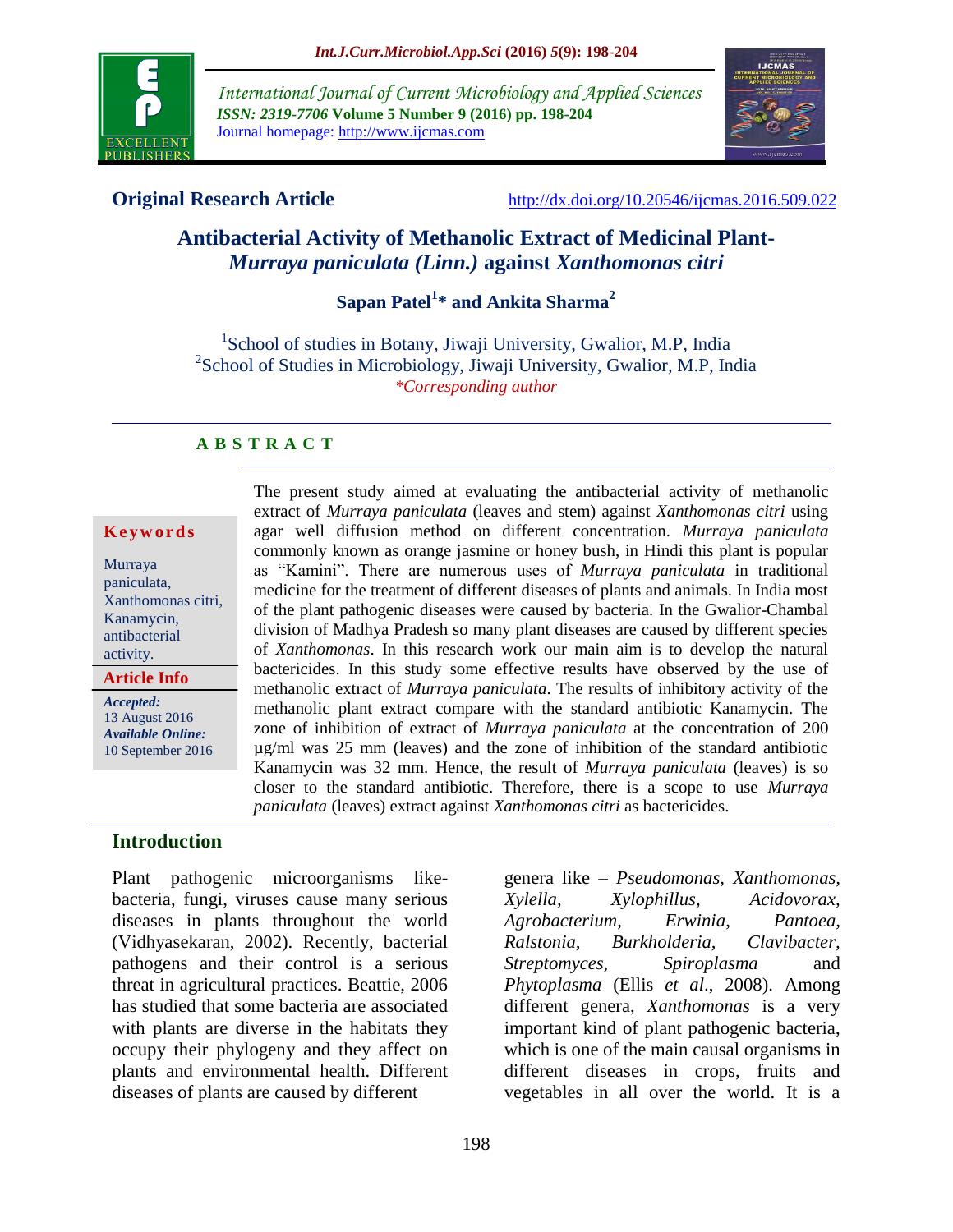**Original Research Article** http://dx.doi.org/10.20546/ijcmas.2016.509.022

# Antibacterial Activity of Methanolic Extract of Medicinal Plant- *Murraya paniculata (Linn.)* against *Xanthomonas citri*

**Sapan Patel[1]* and Ankita Sharma[2]**

[1]School of studies in Botany, Jiwaji University, Gwalior, M.P, India
[2]School of Studies in Microbiology, Jiwaji University, Gwalior, M.P, India
*Corresponding author

## ABSTRACT

**Keywords**

Murraya paniculata, Xanthomonas citri, Kanamycin, antibacterial activity.

**Article Info**

*Accepted:* 13 August 2016
*Available Online:* 10 September 2016

The present study aimed at evaluating the antibacterial activity of methanolic extract of *Murraya paniculata* (leaves and stem) against *Xanthomonas citri* using agar well diffusion method on different concentration. *Murraya paniculata* commonly known as orange jasmine or honey bush, in Hindi this plant is popular as "Kamini". There are numerous uses of *Murraya paniculata* in traditional medicine for the treatment of different diseases of plants and animals. In India most of the plant pathogenic diseases were caused by bacteria. In the Gwalior-Chambal division of Madhya Pradesh so many plant diseases are caused by different species of *Xanthomonas*. In this research work our main aim is to develop the natural bactericides. In this study some effective results have observed by the use of methanolic extract of *Murraya paniculata*. The results of inhibitory activity of the methanolic plant extract compare with the standard antibiotic Kanamycin. The zone of inhibition of extract of *Murraya paniculata* at the concentration of 200 µg/ml was 25 mm (leaves) and the zone of inhibition of the standard antibiotic Kanamycin was 32 mm. Hence, the result of *Murraya paniculata* (leaves) is so closer to the standard antibiotic. Therefore, there is a scope to use *Murraya paniculata* (leaves) extract against *Xanthomonas citri* as bactericides.

## Introduction

Plant pathogenic microorganisms like- bacteria, fungi, viruses cause many serious diseases in plants throughout the world (Vidhyasekaran, 2002). Recently, bacterial pathogens and their control is a serious threat in agricultural practices. Beattie, 2006 has studied that some bacteria are associated with plants are diverse in the habitats they occupy their phylogeny and they affect on plants and environmental health. Different diseases of plants are caused by different genera like – *Pseudomonas, Xanthomonas, Xylella, Xylophillus, Acidovorax, Agrobacterium, Erwinia, Pantoea, Ralstonia, Burkholderia, Clavibacter, Streptomyces, Spiroplasma* and *Phytoplasma* (Ellis *et al*., 2008). Among different genera, *Xanthomonas* is a very important kind of plant pathogenic bacteria, which is one of the main causal organisms in different diseases in crops, fruits and vegetables in all over the world. It is a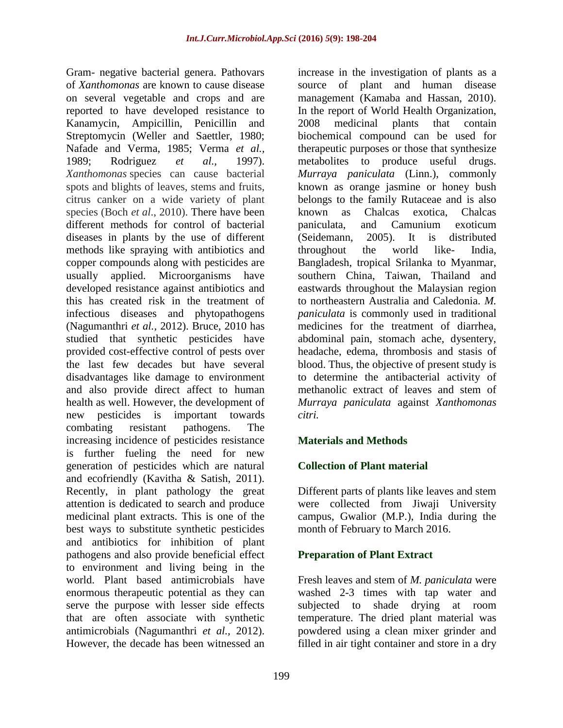Gram- negative bacterial genera. Pathovars of *Xanthomonas* are known to cause disease on several vegetable and crops and are reported to have developed resistance to Kanamycin, Ampicillin, Penicillin and Streptomycin (Weller and Saettler, 1980; Nafade and Verma, 1985; Verma *et al.,* 1989; Rodriguez *et al.,* 1997). *Xanthomonas* species can cause bacterial spots and blights of leaves, stems and fruits, citrus canker on a wide variety of plant species (Boch *et al*., 2010). There have been different methods for control of bacterial diseases in plants by the use of different methods like spraying with antibiotics and copper compounds along with pesticides are usually applied. Microorganisms have developed resistance against antibiotics and this has created risk in the treatment of infectious diseases and phytopathogens (Nagumanthri *et al.,* 2012). Bruce, 2010 has studied that synthetic pesticides have provided cost-effective control of pests over the last few decades but have several disadvantages like damage to environment and also provide direct affect to human health as well. However, the development of new pesticides is important towards combating resistant pathogens. The increasing incidence of pesticides resistance is further fueling the need for new generation of pesticides which are natural and ecofriendly (Kavitha & Satish, 2011). Recently, in plant pathology the great attention is dedicated to search and produce medicinal plant extracts. This is one of the best ways to substitute synthetic pesticides and antibiotics for inhibition of plant pathogens and also provide beneficial effect to environment and living being in the world. Plant based antimicrobials have enormous therapeutic potential as they can serve the purpose with lesser side effects that are often associate with synthetic antimicrobials (Nagumanthri *et al.,* 2012). However, the decade has been witnessed an increase in the investigation of plants as a source of plant and human disease management (Kamaba and Hassan, 2010). In the report of World Health Organization, 2008 medicinal plants that contain biochemical compound can be used for therapeutic purposes or those that synthesize metabolites to produce useful drugs. *Murraya paniculata* (Linn.), commonly known as orange jasmine or honey bush belongs to the family Rutaceae and is also known as Chalcas exotica, Chalcas paniculata, and Camunium exoticum (Seidemann, 2005). It is distributed throughout the world like- India, Bangladesh, tropical Srilanka to Myanmar, southern China, Taiwan, Thailand and eastwards throughout the Malaysian region to northeastern Australia and Caledonia. *M. paniculata* is commonly used in traditional medicines for the treatment of diarrhea, abdominal pain, stomach ache, dysentery, headache, edema, thrombosis and stasis of blood. Thus, the objective of present study is to determine the antibacterial activity of methanolic extract of leaves and stem of *Murraya paniculata* against *Xanthomonas citri.*

## Materials and Methods

### Collection of Plant material

Different parts of plants like leaves and stem were collected from Jiwaji University campus, Gwalior (M.P.), India during the month of February to March 2016.

### Preparation of Plant Extract

Fresh leaves and stem of *M. paniculata* were washed 2-3 times with tap water and subjected to shade drying at room temperature. The dried plant material was powdered using a clean mixer grinder and filled in air tight container and store in a dry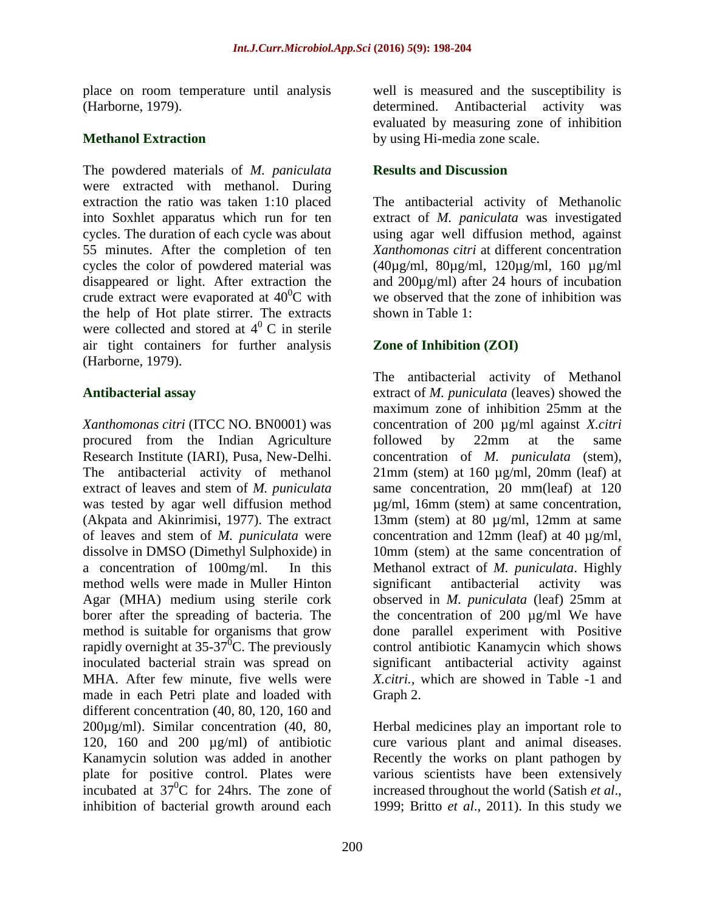place on room temperature until analysis (Harborne, 1979).

### Methanol Extraction

The powdered materials of *M. paniculata* were extracted with methanol. During extraction the ratio was taken 1:10 placed into Soxhlet apparatus which run for ten cycles. The duration of each cycle was about 55 minutes. After the completion of ten cycles the color of powdered material was disappeared or light. After extraction the crude extract were evaporated at $40^0$C with the help of Hot plate stirrer. The extracts were collected and stored at $4^0$ C in sterile air tight containers for further analysis (Harborne, 1979).

### Antibacterial assay

*Xanthomonas citri* (ITCC NO. BN0001) was procured from the Indian Agriculture Research Institute (IARI), Pusa, New-Delhi. The antibacterial activity of methanol extract of leaves and stem of *M. puniculata* was tested by agar well diffusion method (Akpata and Akinrimisi, 1977). The extract of leaves and stem of *M. puniculata* were dissolve in DMSO (Dimethyl Sulphoxide) in a concentration of 100mg/ml. In this method wells were made in Muller Hinton Agar (MHA) medium using sterile cork borer after the spreading of bacteria. The method is suitable for organisms that grow rapidly overnight at 35-$37^0$C. The previously inoculated bacterial strain was spread on MHA. After few minute, five wells were made in each Petri plate and loaded with different concentration (40, 80, 120, 160 and 200µg/ml). Similar concentration (40, 80, 120, 160 and 200 µg/ml) of antibiotic Kanamycin solution was added in another plate for positive control. Plates were incubated at $37^0$C for 24hrs. The zone of inhibition of bacterial growth around each well is measured and the susceptibility is determined. Antibacterial activity was evaluated by measuring zone of inhibition by using Hi-media zone scale.

## Results and Discussion

The antibacterial activity of Methanolic extract of *M. paniculata* was investigated using agar well diffusion method, against *Xanthomonas citri* at different concentration (40µg/ml, 80µg/ml, 120µg/ml, 160 µg/ml and 200µg/ml) after 24 hours of incubation we observed that the zone of inhibition was shown in Table 1:

### Zone of Inhibition (ZOI)

The antibacterial activity of Methanol extract of *M. puniculata* (leaves) showed the maximum zone of inhibition 25mm at the concentration of 200 µg/ml against *X.citri* followed by 22mm at the same concentration of *M. puniculata* (stem), 21mm (stem) at 160 µg/ml, 20mm (leaf) at same concentration, 20 mm(leaf) at 120 µg/ml, 16mm (stem) at same concentration, 13mm (stem) at 80 µg/ml, 12mm at same concentration and 12mm (leaf) at 40 µg/ml, 10mm (stem) at the same concentration of Methanol extract of *M. puniculata*. Highly significant antibacterial activity was observed in *M. puniculata* (leaf) 25mm at the concentration of 200 µg/ml We have done parallel experiment with Positive control antibiotic Kanamycin which shows significant antibacterial activity against *X.citri.*, which are showed in Table -1 and Graph 2.

Herbal medicines play an important role to cure various plant and animal diseases. Recently the works on plant pathogen by various scientists have been extensively increased throughout the world (Satish *et al*., 1999; Britto *et al*., 2011). In this study we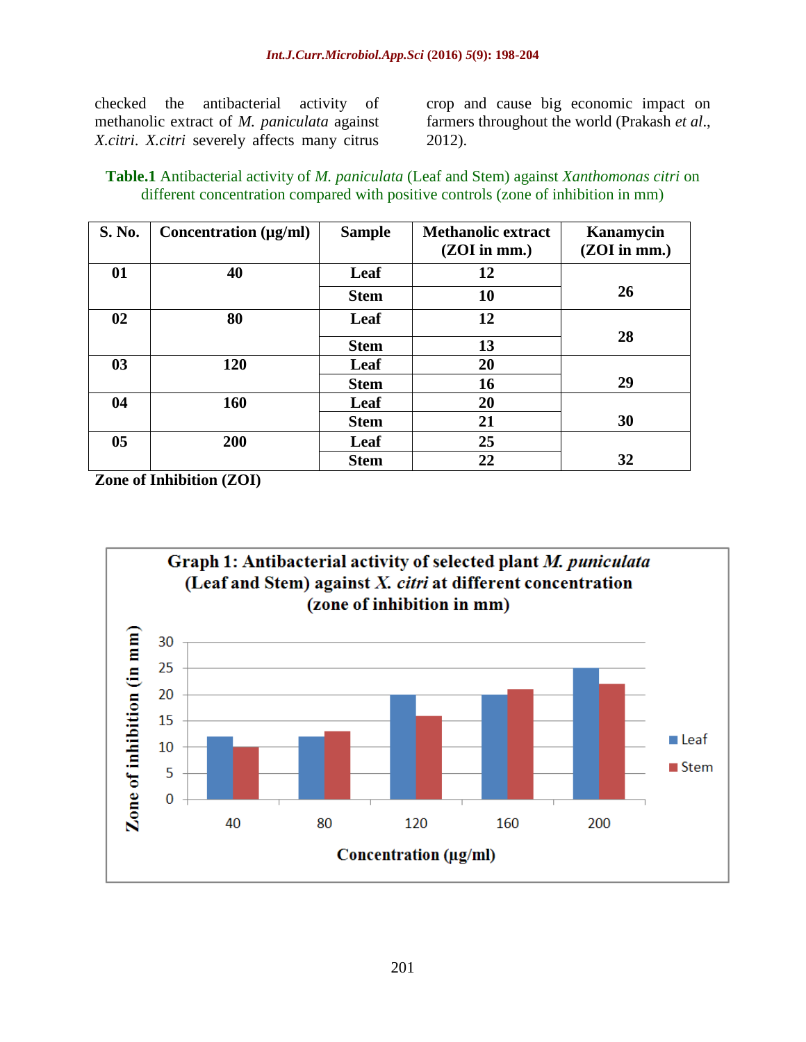checked the antibacterial activity of methanolic extract of *M. paniculata* against *X.citri*. *X.citri* severely affects many citrus crop and cause big economic impact on farmers throughout the world (Prakash *et al*., 2012).

**Table.1** Antibacterial activity of *M. paniculata* (Leaf and Stem) against *Xanthomonas citri* on different concentration compared with positive controls (zone of inhibition in mm)

| S. No. | Concentration (µg/ml) | Sample | Methanolic extract (ZOI in mm.) | Kanamycin (ZOI in mm.) |
|---|---|---|---|---|
| 01 | 40 | Leaf | 12 | 26 |
| | | Stem | 10 | |
| 02 | 80 | Leaf | 12 | 28 |
| | | Stem | 13 | |
| 03 | 120 | Leaf | 20 | 29 |
| | | Stem | 16 | |
| 04 | 160 | Leaf | 20 | 30 |
| | | Stem | 21 | |
| 05 | 200 | Leaf | 25 | 32 |
| | | Stem | 22 | |

**Zone of Inhibition (ZOI)**

**Graph 1: Antibacterial activity of selected plant *M. puniculata* (Leaf and Stem) against *X. citri* at different concentration (zone of inhibition in mm)**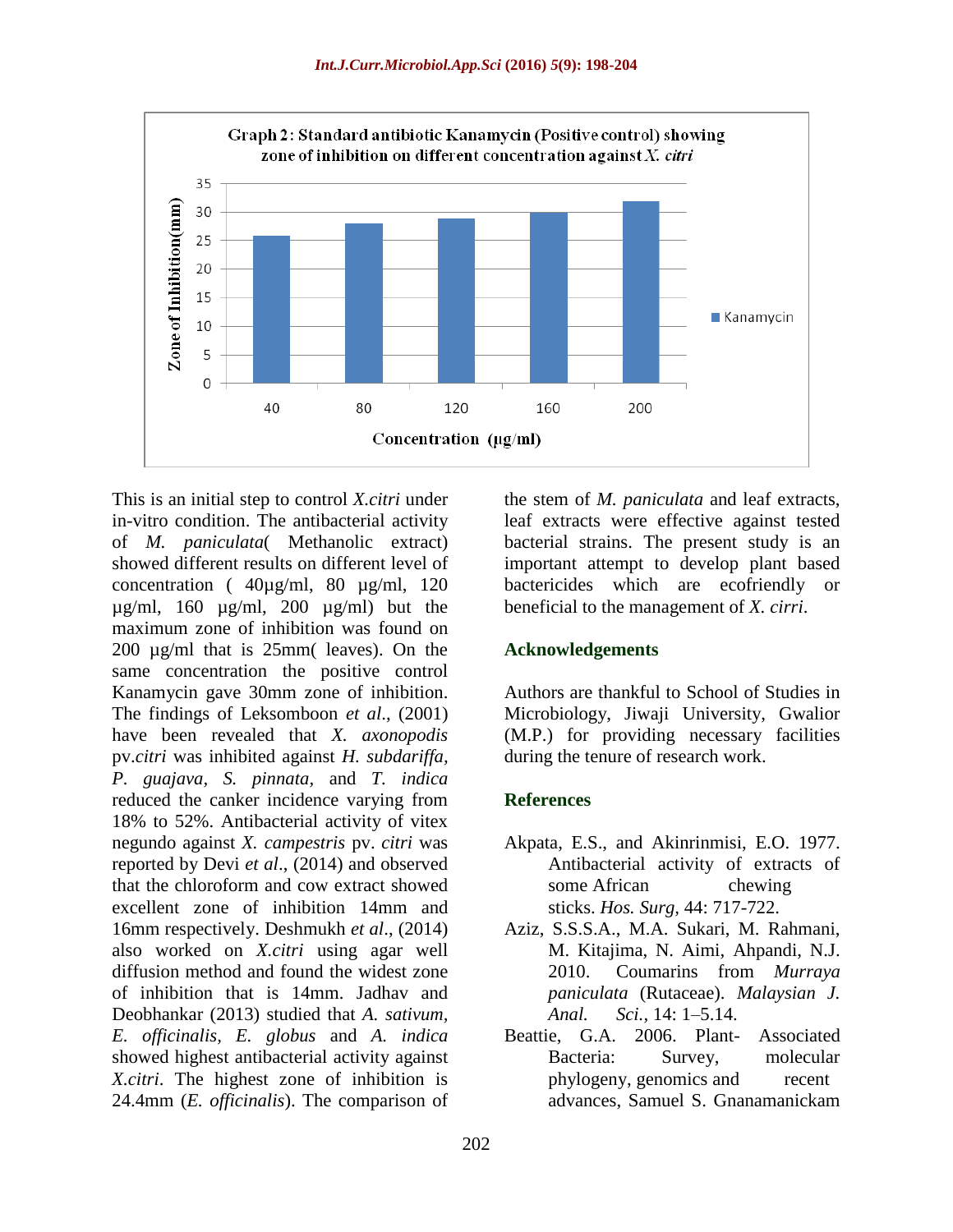Graph 2: Standard antibiotic Kanamycin (Positive control) showing zone of inhibition on different concentration against *X. citri*

| Concentration (µg/ml) | Zone of Inhibition(mm) – Kanamycin |
|---|---|
| 40 | 26 |
| 80 | 28 |
| 120 | 29 |
| 160 | 30 |
| 200 | 32 |

This is an initial step to control *X.citri* under in-vitro condition. The antibacterial activity of *M. paniculata*( Methanolic extract) showed different results on different level of concentration ( 40µg/ml, 80 µg/ml, 120 µg/ml, 160 µg/ml, 200 µg/ml) but the maximum zone of inhibition was found on 200 µg/ml that is 25mm( leaves). On the same concentration the positive control Kanamycin gave 30mm zone of inhibition. The findings of Leksomboon *et al*., (2001) have been revealed that *X. axonopodis* pv.*citri* was inhibited against *H. subdariffa, P. guajava, S. pinnata*, and *T. indica* reduced the canker incidence varying from 18% to 52%. Antibacterial activity of vitex negundo against *X. campestris* pv. *citri* was reported by Devi *et al*., (2014) and observed that the chloroform and cow extract showed excellent zone of inhibition 14mm and 16mm respectively. Deshmukh *et al*., (2014) also worked on *X.citri* using agar well diffusion method and found the widest zone of inhibition that is 14mm. Jadhav and Deobhankar (2013) studied that *A. sativum, E. officinalis, E. globus* and *A. indica* showed highest antibacterial activity against *X.citri*. The highest zone of inhibition is 24.4mm (*E. officinalis*). The comparison of the stem of *M. paniculata* and leaf extracts, leaf extracts were effective against tested bacterial strains. The present study is an important attempt to develop plant based bactericides which are ecofriendly or beneficial to the management of *X. cirri*.

## Acknowledgements

Authors are thankful to School of Studies in Microbiology, Jiwaji University, Gwalior (M.P.) for providing necessary facilities during the tenure of research work.

## References

Akpata, E.S., and Akinrinmisi, E.O. 1977. Antibacterial activity of extracts of some African chewing sticks. *Hos. Surg,* 44: 717-722.

Aziz, S.S.S.A., M.A. Sukari, M. Rahmani, M. Kitajima, N. Aimi, Ahpandi, N.J. 2010. Coumarins from *Murraya paniculata* (Rutaceae). *Malaysian J. Anal. Sci.*, 14: 1–5.14.

Beattie, G.A. 2006. Plant- Associated Bacteria: Survey, molecular phylogeny, genomics and recent advances, Samuel S. Gnanamanickam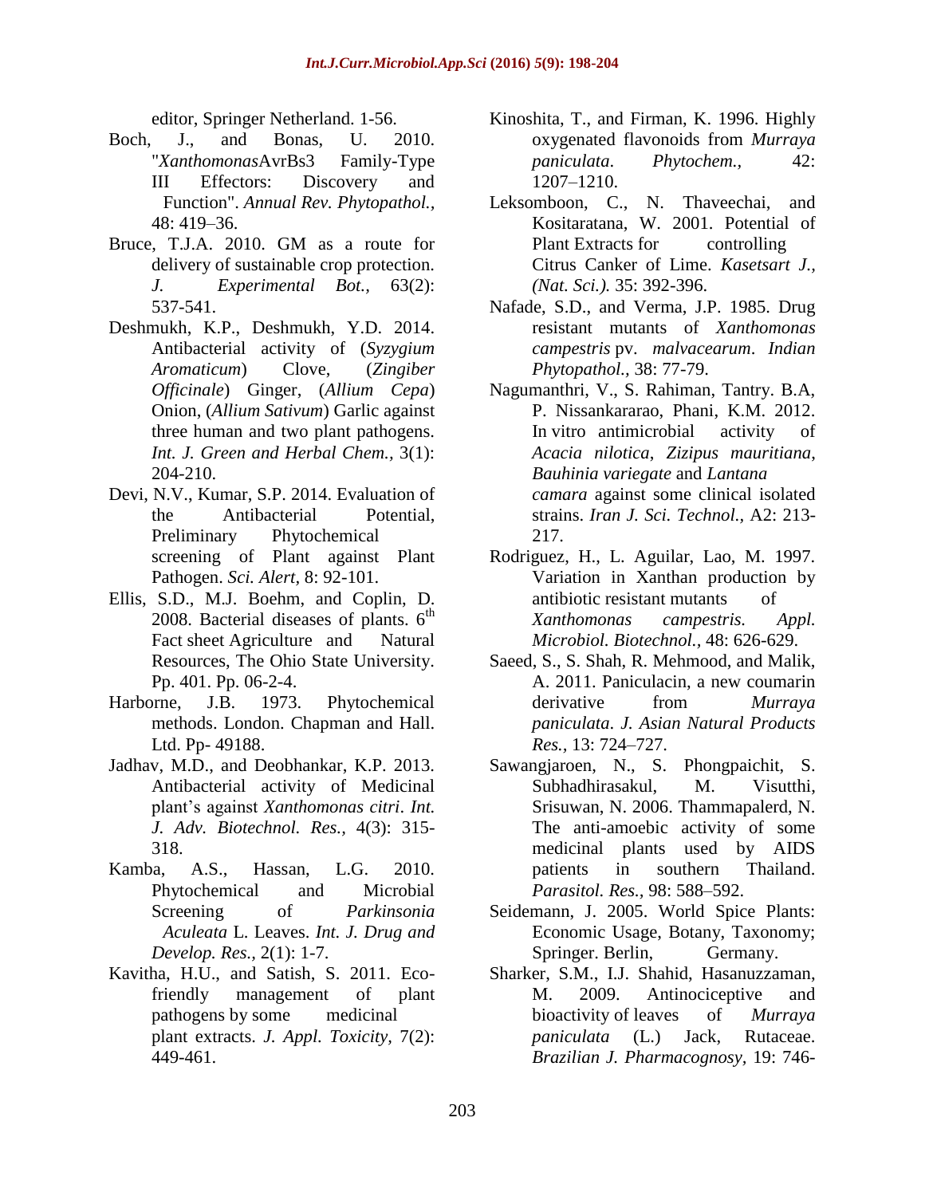editor, Springer Netherland. 1-56.

Boch, J., and Bonas, U. 2010. "*Xanthomonas*AvrBs3 Family-Type III Effectors: Discovery and Function". *Annual Rev. Phytopathol.*, 48: 419–36.

Bruce, T.J.A. 2010. GM as a route for delivery of sustainable crop protection. *J. Experimental Bot.*, 63(2): 537-541.

Deshmukh, K.P., Deshmukh, Y.D. 2014. Antibacterial activity of (*Syzygium Aromaticum*) Clove, (*Zingiber Officinale*) Ginger, (*Allium Cepa*) Onion, (*Allium Sativum*) Garlic against three human and two plant pathogens. *Int. J. Green and Herbal Chem.*, 3(1): 204-210.

Devi, N.V., Kumar, S.P. 2014. Evaluation of the Antibacterial Potential, Preliminary Phytochemical screening of Plant against Plant Pathogen. *Sci. Alert*, 8: 92-101.

Ellis, S.D., M.J. Boehm, and Coplin, D. 2008. Bacterial diseases of plants. 6th Fact sheet Agriculture and Natural Resources, The Ohio State University. Pp. 401. Pp. 06-2-4.

Harborne, J.B. 1973. Phytochemical methods. London. Chapman and Hall. Ltd. Pp- 49188.

Jadhav, M.D., and Deobhankar, K.P. 2013. Antibacterial activity of Medicinal plant's against *Xanthomonas citri*. *Int. J. Adv. Biotechnol. Res.*, 4(3): 315-318.

Kamba, A.S., Hassan, L.G. 2010. Phytochemical and Microbial Screening of *Parkinsonia Aculeata* L. Leaves. *Int. J. Drug and Develop. Res.*, 2(1): 1-7.

Kavitha, H.U., and Satish, S. 2011. Eco-friendly management of plant pathogens by some medicinal plant extracts. *J. Appl. Toxicity*, 7(2): 449-461.

Kinoshita, T., and Firman, K. 1996. Highly oxygenated flavonoids from *Murraya paniculata*. *Phytochem.*, 42: 1207–1210.

Leksomboon, C., N. Thaveechai, and Kositaratana, W. 2001. Potential of Plant Extracts for controlling Citrus Canker of Lime. *Kasetsart J., (Nat. Sci.).* 35: 392-396.

Nafade, S.D., and Verma, J.P. 1985. Drug resistant mutants of *Xanthomonas campestris* pv. *malvacearum*. *Indian Phytopathol.*, 38: 77-79.

Nagumanthri, V., S. Rahiman, Tantry. B.A, P. Nissankararao, Phani, K.M. 2012. In vitro antimicrobial activity of *Acacia nilotica*, *Zizipus mauritiana*, *Bauhinia variegate* and *Lantana camara* against some clinical isolated strains. *Iran J. Sci. Technol.*, A2: 213-217.

Rodriguez, H., L. Aguilar, Lao, M. 1997. Variation in Xanthan production by antibiotic resistant mutants of *Xanthomonas campestris. Appl. Microbiol. Biotechnol.*, 48: 626-629.

Saeed, S., S. Shah, R. Mehmood, and Malik, A. 2011. Paniculacin, a new coumarin derivative from *Murraya paniculata*. *J. Asian Natural Products Res.*, 13: 724–727.

Sawangjaroen, N., S. Phongpaichit, S. Subhadhirasakul, M. Visutthi, Srisuwan, N. 2006. Thammapalerd, N. The anti-amoebic activity of some medicinal plants used by AIDS patients in southern Thailand. *Parasitol. Res.*, 98: 588–592.

Seidemann, J. 2005. World Spice Plants: Economic Usage, Botany, Taxonomy; Springer. Berlin, Germany.

Sharker, S.M., I.J. Shahid, Hasanuzzaman, M. 2009. Antinociceptive and bioactivity of leaves of *Murraya paniculata* (L.) Jack, Rutaceae. *Brazilian J. Pharmacognosy*, 19: 746-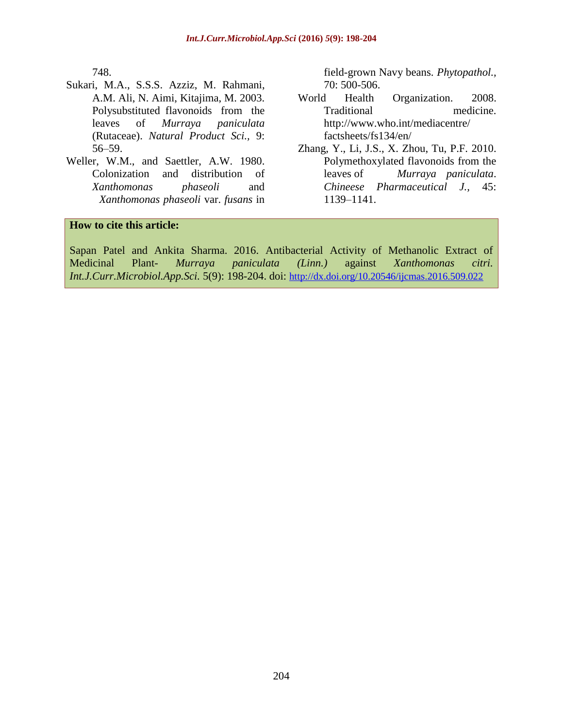748.

Sukari, M.A., S.S.S. Azziz, M. Rahmani, A.M. Ali, N. Aimi, Kitajima, M. 2003. Polysubstituted flavonoids from the leaves of *Murraya paniculata* (Rutaceae). *Natural Product Sci.,* 9: 56–59.

Weller, W.M., and Saettler, A.W. 1980. Colonization and distribution of *Xanthomonas phaseoli* and *Xanthomonas phaseoli* var. *fusans* in field-grown Navy beans. *Phytopathol.,* 70: 500-506.

World Health Organization. 2008. Traditional medicine. http://www.who.int/mediacentre/factsheets/fs134/en/

Zhang, Y., Li, J.S., X. Zhou, Tu, P.F. 2010. Polymethoxylated flavonoids from the leaves of *Murraya paniculata*. *Chineese Pharmaceutical J.,* 45: 1139–1141.

**How to cite this article:**

Sapan Patel and Ankita Sharma. 2016. Antibacterial Activity of Methanolic Extract of Medicinal Plant- *Murraya paniculata (Linn.)* against *Xanthomonas citri. Int.J.Curr.Microbiol.App.Sci.* 5(9): 198-204. doi: http://dx.doi.org/10.20546/ijcmas.2016.509.022